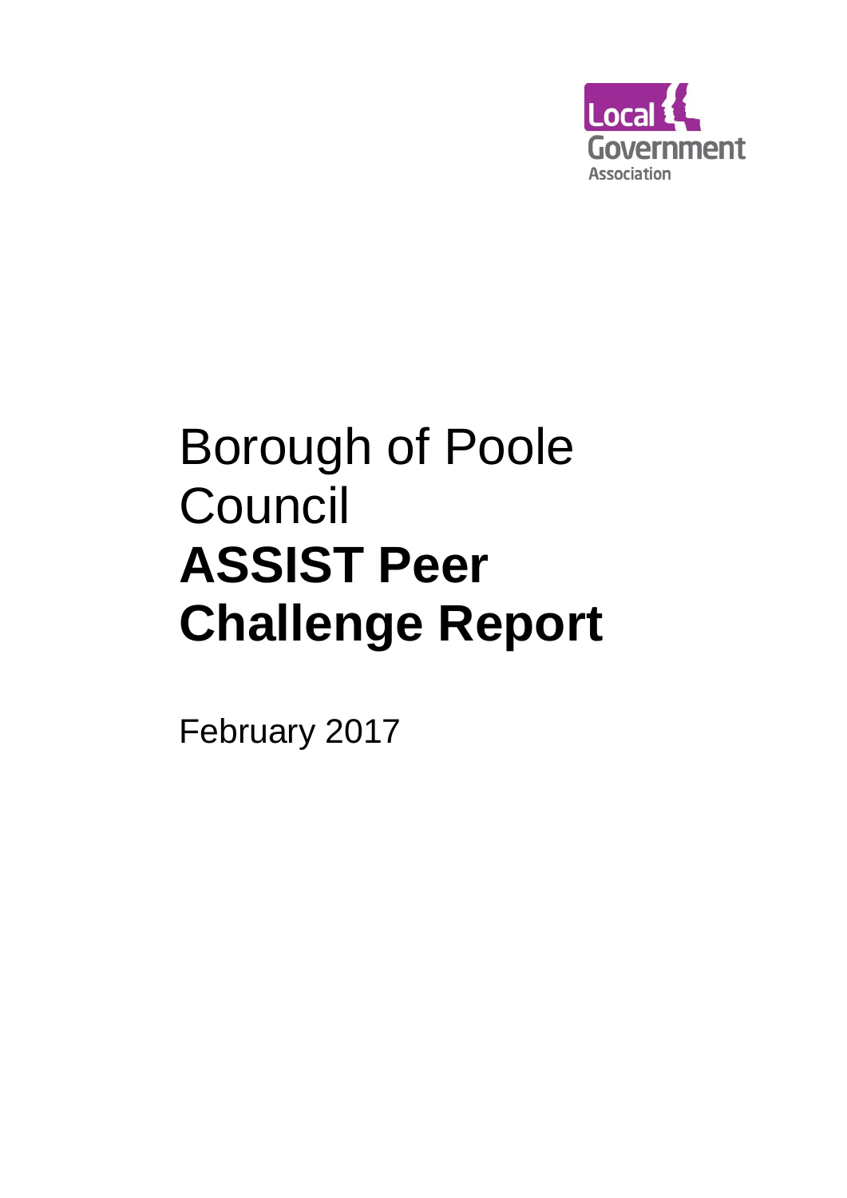Local Government Association

# Borough of Poole Council **ASSIST Peer Challenge Report**

February 2017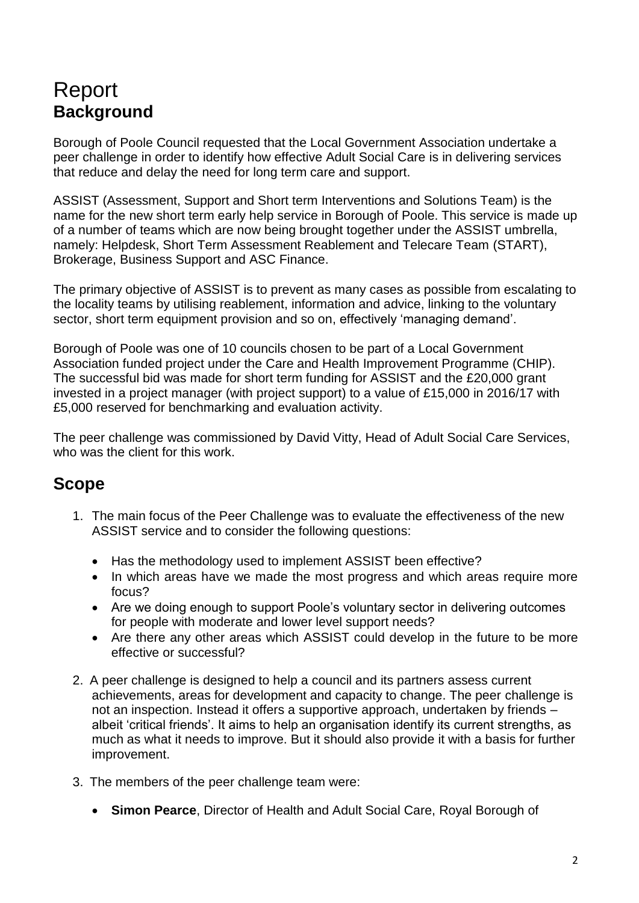# Report

## Background

Borough of Poole Council requested that the Local Government Association undertake a peer challenge in order to identify how effective Adult Social Care is in delivering services that reduce and delay the need for long term care and support.

ASSIST (Assessment, Support and Short term Interventions and Solutions Team) is the name for the new short term early help service in Borough of Poole. This service is made up of a number of teams which are now being brought together under the ASSIST umbrella, namely: Helpdesk, Short Term Assessment Reablement and Telecare Team (START), Brokerage, Business Support and ASC Finance.

The primary objective of ASSIST is to prevent as many cases as possible from escalating to the locality teams by utilising reablement, information and advice, linking to the voluntary sector, short term equipment provision and so on, effectively 'managing demand'.

Borough of Poole was one of 10 councils chosen to be part of a Local Government Association funded project under the Care and Health Improvement Programme (CHIP). The successful bid was made for short term funding for ASSIST and the £20,000 grant invested in a project manager (with project support) to a value of £15,000 in 2016/17 with £5,000 reserved for benchmarking and evaluation activity.

The peer challenge was commissioned by David Vitty, Head of Adult Social Care Services, who was the client for this work.

## Scope

1. The main focus of the Peer Challenge was to evaluate the effectiveness of the new ASSIST service and to consider the following questions:

   - Has the methodology used to implement ASSIST been effective?
   - In which areas have we made the most progress and which areas require more focus?
   - Are we doing enough to support Poole's voluntary sector in delivering outcomes for people with moderate and lower level support needs?
   - Are there any other areas which ASSIST could develop in the future to be more effective or successful?

2. A peer challenge is designed to help a council and its partners assess current achievements, areas for development and capacity to change. The peer challenge is not an inspection. Instead it offers a supportive approach, undertaken by friends – albeit 'critical friends'. It aims to help an organisation identify its current strengths, as much as what it needs to improve. But it should also provide it with a basis for further improvement.

3. The members of the peer challenge team were:

   - **Simon Pearce**, Director of Health and Adult Social Care, Royal Borough of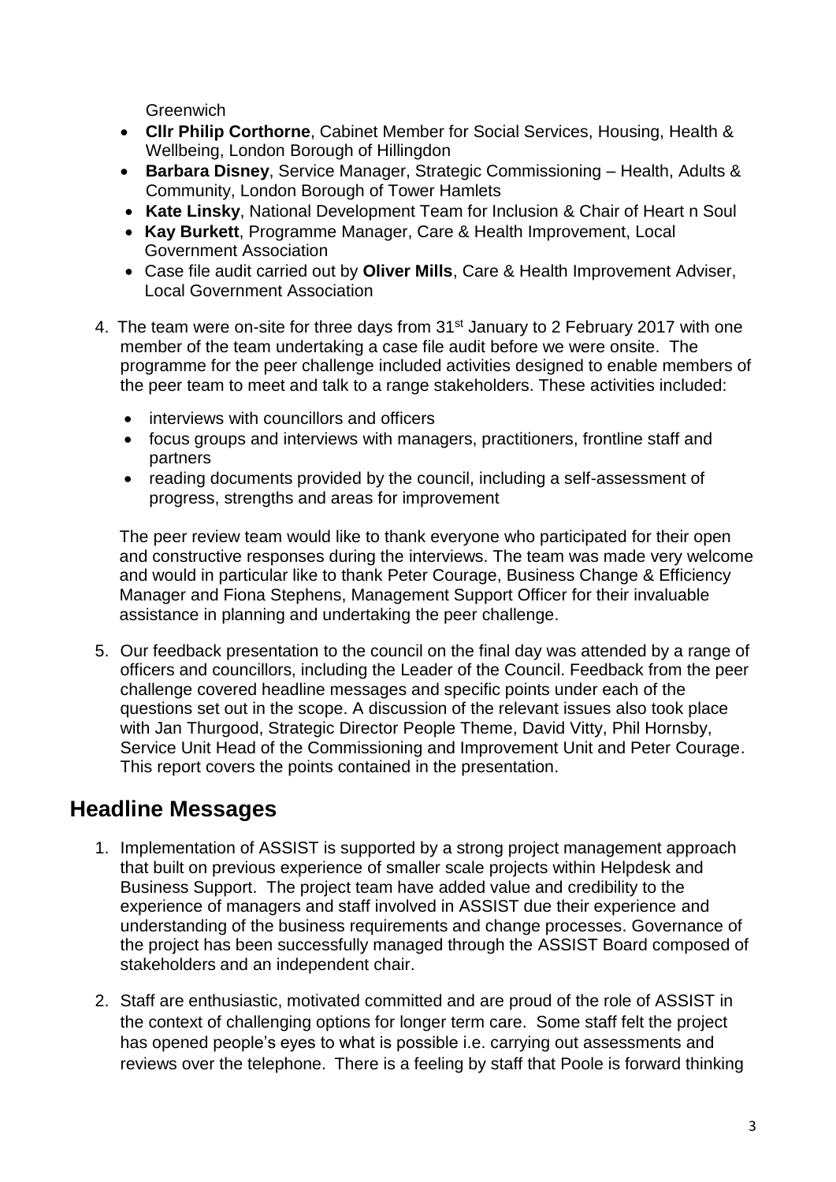Greenwich

- **Cllr Philip Corthorne**, Cabinet Member for Social Services, Housing, Health & Wellbeing, London Borough of Hillingdon
- **Barbara Disney**, Service Manager, Strategic Commissioning – Health, Adults & Community, London Borough of Tower Hamlets
- **Kate Linsky**, National Development Team for Inclusion & Chair of Heart n Soul
- **Kay Burkett**, Programme Manager, Care & Health Improvement, Local Government Association
- Case file audit carried out by **Oliver Mills**, Care & Health Improvement Adviser, Local Government Association

4. The team were on-site for three days from 31st January to 2 February 2017 with one member of the team undertaking a case file audit before we were onsite. The programme for the peer challenge included activities designed to enable members of the peer team to meet and talk to a range stakeholders. These activities included:

   - interviews with councillors and officers
   - focus groups and interviews with managers, practitioners, frontline staff and partners
   - reading documents provided by the council, including a self-assessment of progress, strengths and areas for improvement

   The peer review team would like to thank everyone who participated for their open and constructive responses during the interviews. The team was made very welcome and would in particular like to thank Peter Courage, Business Change & Efficiency Manager and Fiona Stephens, Management Support Officer for their invaluable assistance in planning and undertaking the peer challenge.

5. Our feedback presentation to the council on the final day was attended by a range of officers and councillors, including the Leader of the Council. Feedback from the peer challenge covered headline messages and specific points under each of the questions set out in the scope. A discussion of the relevant issues also took place with Jan Thurgood, Strategic Director People Theme, David Vitty, Phil Hornsby, Service Unit Head of the Commissioning and Improvement Unit and Peter Courage. This report covers the points contained in the presentation.

## Headline Messages

1. Implementation of ASSIST is supported by a strong project management approach that built on previous experience of smaller scale projects within Helpdesk and Business Support. The project team have added value and credibility to the experience of managers and staff involved in ASSIST due their experience and understanding of the business requirements and change processes. Governance of the project has been successfully managed through the ASSIST Board composed of stakeholders and an independent chair.

2. Staff are enthusiastic, motivated committed and are proud of the role of ASSIST in the context of challenging options for longer term care. Some staff felt the project has opened people's eyes to what is possible i.e. carrying out assessments and reviews over the telephone. There is a feeling by staff that Poole is forward thinking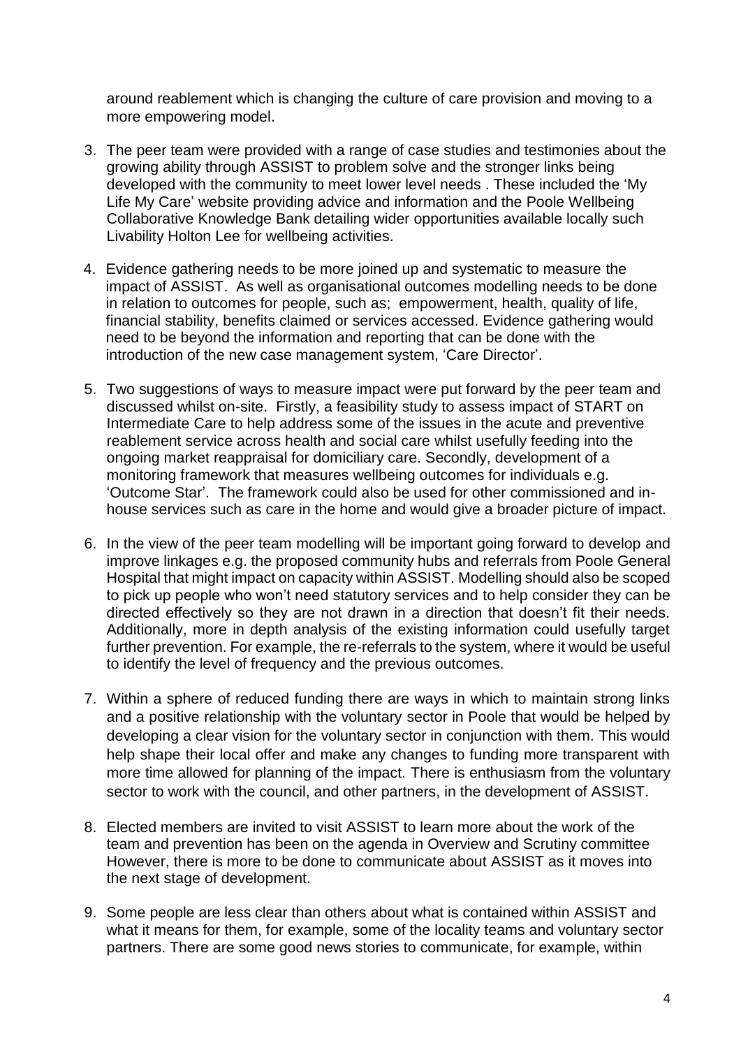around reablement which is changing the culture of care provision and moving to a more empowering model.

3. The peer team were provided with a range of case studies and testimonies about the growing ability through ASSIST to problem solve and the stronger links being developed with the community to meet lower level needs . These included the 'My Life My Care' website providing advice and information and the Poole Wellbeing Collaborative Knowledge Bank detailing wider opportunities available locally such Livability Holton Lee for wellbeing activities.

4. Evidence gathering needs to be more joined up and systematic to measure the impact of ASSIST. As well as organisational outcomes modelling needs to be done in relation to outcomes for people, such as; empowerment, health, quality of life, financial stability, benefits claimed or services accessed. Evidence gathering would need to be beyond the information and reporting that can be done with the introduction of the new case management system, 'Care Director'.

5. Two suggestions of ways to measure impact were put forward by the peer team and discussed whilst on-site. Firstly, a feasibility study to assess impact of START on Intermediate Care to help address some of the issues in the acute and preventive reablement service across health and social care whilst usefully feeding into the ongoing market reappraisal for domiciliary care. Secondly, development of a monitoring framework that measures wellbeing outcomes for individuals e.g. 'Outcome Star'. The framework could also be used for other commissioned and in-house services such as care in the home and would give a broader picture of impact.

6. In the view of the peer team modelling will be important going forward to develop and improve linkages e.g. the proposed community hubs and referrals from Poole General Hospital that might impact on capacity within ASSIST. Modelling should also be scoped to pick up people who won't need statutory services and to help consider they can be directed effectively so they are not drawn in a direction that doesn't fit their needs. Additionally, more in depth analysis of the existing information could usefully target further prevention. For example, the re-referrals to the system, where it would be useful to identify the level of frequency and the previous outcomes.

7. Within a sphere of reduced funding there are ways in which to maintain strong links and a positive relationship with the voluntary sector in Poole that would be helped by developing a clear vision for the voluntary sector in conjunction with them. This would help shape their local offer and make any changes to funding more transparent with more time allowed for planning of the impact. There is enthusiasm from the voluntary sector to work with the council, and other partners, in the development of ASSIST.

8. Elected members are invited to visit ASSIST to learn more about the work of the team and prevention has been on the agenda in Overview and Scrutiny committee However, there is more to be done to communicate about ASSIST as it moves into the next stage of development.

9. Some people are less clear than others about what is contained within ASSIST and what it means for them, for example, some of the locality teams and voluntary sector partners. There are some good news stories to communicate, for example, within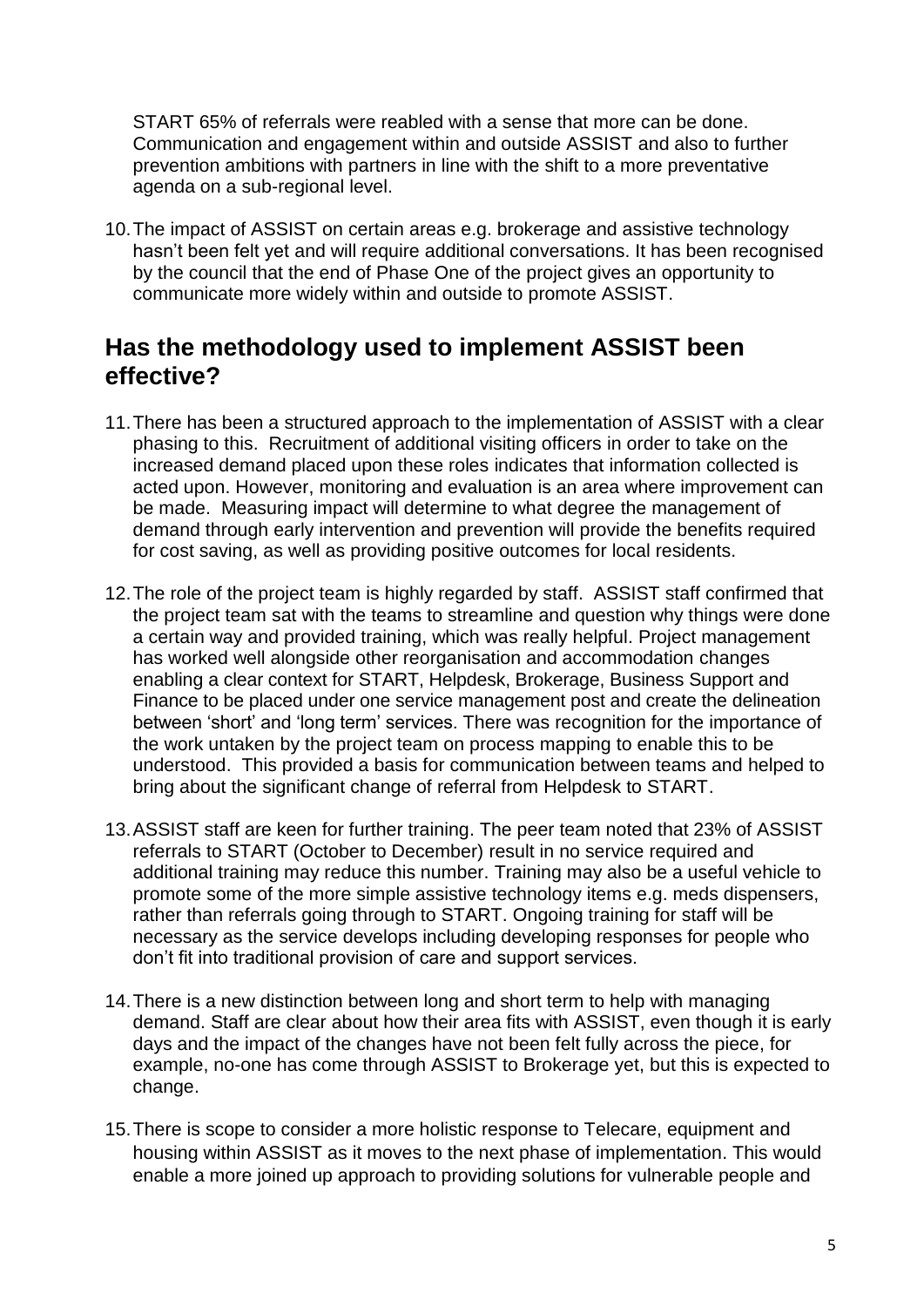START 65% of referrals were reabled with a sense that more can be done. Communication and engagement within and outside ASSIST and also to further prevention ambitions with partners in line with the shift to a more preventative agenda on a sub-regional level.

10. The impact of ASSIST on certain areas e.g. brokerage and assistive technology hasn't been felt yet and will require additional conversations. It has been recognised by the council that the end of Phase One of the project gives an opportunity to communicate more widely within and outside to promote ASSIST.

## Has the methodology used to implement ASSIST been effective?

11. There has been a structured approach to the implementation of ASSIST with a clear phasing to this. Recruitment of additional visiting officers in order to take on the increased demand placed upon these roles indicates that information collected is acted upon. However, monitoring and evaluation is an area where improvement can be made. Measuring impact will determine to what degree the management of demand through early intervention and prevention will provide the benefits required for cost saving, as well as providing positive outcomes for local residents.

12. The role of the project team is highly regarded by staff. ASSIST staff confirmed that the project team sat with the teams to streamline and question why things were done a certain way and provided training, which was really helpful. Project management has worked well alongside other reorganisation and accommodation changes enabling a clear context for START, Helpdesk, Brokerage, Business Support and Finance to be placed under one service management post and create the delineation between 'short' and 'long term' services. There was recognition for the importance of the work untaken by the project team on process mapping to enable this to be understood. This provided a basis for communication between teams and helped to bring about the significant change of referral from Helpdesk to START.

13. ASSIST staff are keen for further training. The peer team noted that 23% of ASSIST referrals to START (October to December) result in no service required and additional training may reduce this number. Training may also be a useful vehicle to promote some of the more simple assistive technology items e.g. meds dispensers, rather than referrals going through to START. Ongoing training for staff will be necessary as the service develops including developing responses for people who don't fit into traditional provision of care and support services.

14. There is a new distinction between long and short term to help with managing demand. Staff are clear about how their area fits with ASSIST, even though it is early days and the impact of the changes have not been felt fully across the piece, for example, no-one has come through ASSIST to Brokerage yet, but this is expected to change.

15. There is scope to consider a more holistic response to Telecare, equipment and housing within ASSIST as it moves to the next phase of implementation. This would enable a more joined up approach to providing solutions for vulnerable people and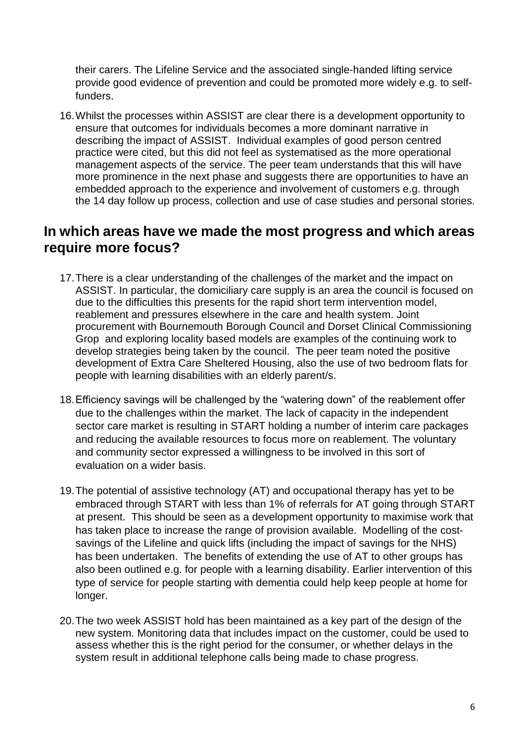their carers. The Lifeline Service and the associated single-handed lifting service provide good evidence of prevention and could be promoted more widely e.g. to self-funders.

16. Whilst the processes within ASSIST are clear there is a development opportunity to ensure that outcomes for individuals becomes a more dominant narrative in describing the impact of ASSIST. Individual examples of good person centred practice were cited, but this did not feel as systematised as the more operational management aspects of the service. The peer team understands that this will have more prominence in the next phase and suggests there are opportunities to have an embedded approach to the experience and involvement of customers e.g. through the 14 day follow up process, collection and use of case studies and personal stories.

## In which areas have we made the most progress and which areas require more focus?

17. There is a clear understanding of the challenges of the market and the impact on ASSIST. In particular, the domiciliary care supply is an area the council is focused on due to the difficulties this presents for the rapid short term intervention model, reablement and pressures elsewhere in the care and health system. Joint procurement with Bournemouth Borough Council and Dorset Clinical Commissioning Grop and exploring locality based models are examples of the continuing work to develop strategies being taken by the council. The peer team noted the positive development of Extra Care Sheltered Housing, also the use of two bedroom flats for people with learning disabilities with an elderly parent/s.

18. Efficiency savings will be challenged by the "watering down" of the reablement offer due to the challenges within the market. The lack of capacity in the independent sector care market is resulting in START holding a number of interim care packages and reducing the available resources to focus more on reablement. The voluntary and community sector expressed a willingness to be involved in this sort of evaluation on a wider basis.

19. The potential of assistive technology (AT) and occupational therapy has yet to be embraced through START with less than 1% of referrals for AT going through START at present. This should be seen as a development opportunity to maximise work that has taken place to increase the range of provision available. Modelling of the cost-savings of the Lifeline and quick lifts (including the impact of savings for the NHS) has been undertaken. The benefits of extending the use of AT to other groups has also been outlined e.g. for people with a learning disability. Earlier intervention of this type of service for people starting with dementia could help keep people at home for longer.

20. The two week ASSIST hold has been maintained as a key part of the design of the new system. Monitoring data that includes impact on the customer, could be used to assess whether this is the right period for the consumer, or whether delays in the system result in additional telephone calls being made to chase progress.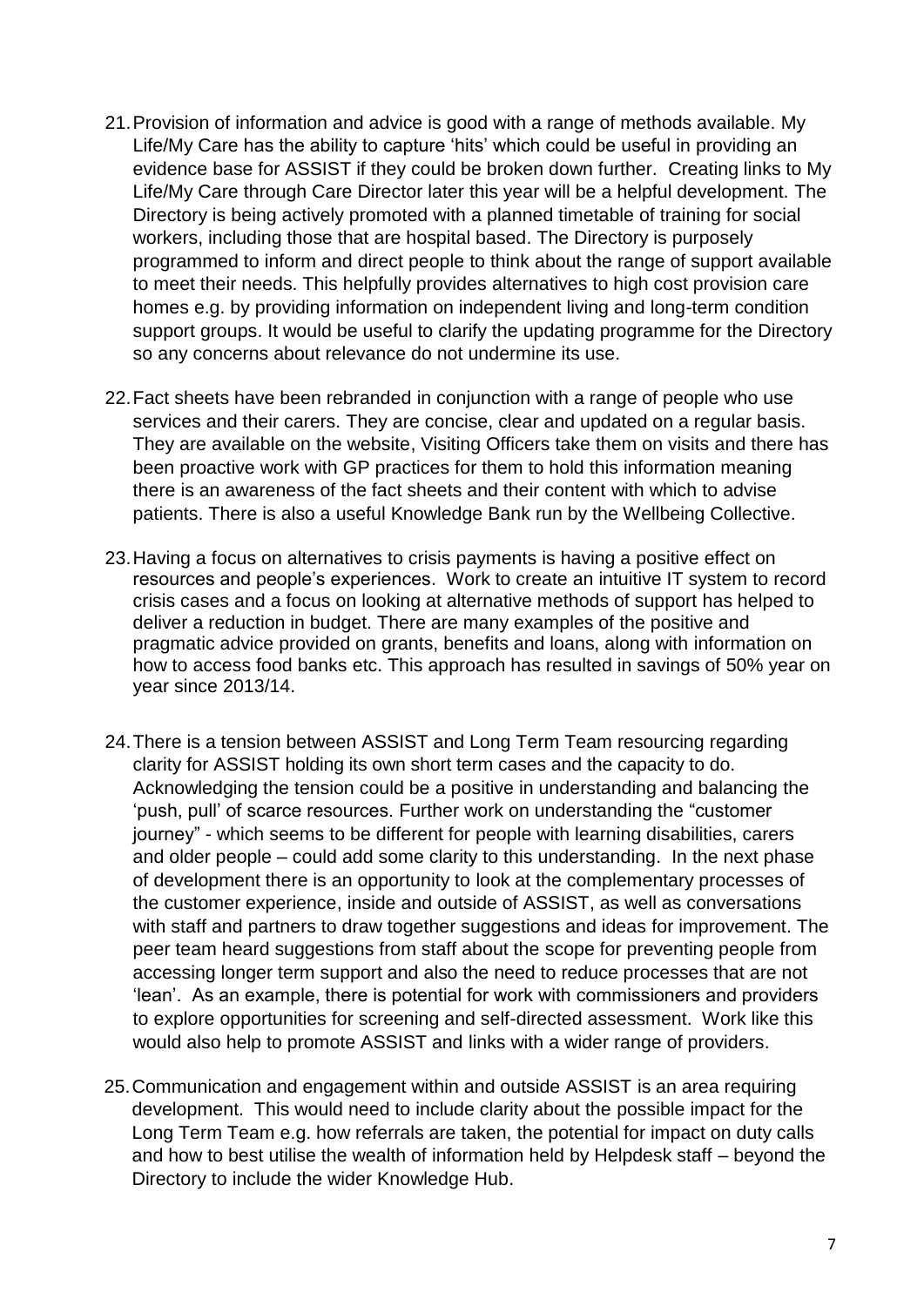21. Provision of information and advice is good with a range of methods available. My Life/My Care has the ability to capture 'hits' which could be useful in providing an evidence base for ASSIST if they could be broken down further. Creating links to My Life/My Care through Care Director later this year will be a helpful development. The Directory is being actively promoted with a planned timetable of training for social workers, including those that are hospital based. The Directory is purposely programmed to inform and direct people to think about the range of support available to meet their needs. This helpfully provides alternatives to high cost provision care homes e.g. by providing information on independent living and long-term condition support groups. It would be useful to clarify the updating programme for the Directory so any concerns about relevance do not undermine its use.

22. Fact sheets have been rebranded in conjunction with a range of people who use services and their carers. They are concise, clear and updated on a regular basis. They are available on the website, Visiting Officers take them on visits and there has been proactive work with GP practices for them to hold this information meaning there is an awareness of the fact sheets and their content with which to advise patients. There is also a useful Knowledge Bank run by the Wellbeing Collective.

23. Having a focus on alternatives to crisis payments is having a positive effect on resources and people's experiences. Work to create an intuitive IT system to record crisis cases and a focus on looking at alternative methods of support has helped to deliver a reduction in budget. There are many examples of the positive and pragmatic advice provided on grants, benefits and loans, along with information on how to access food banks etc. This approach has resulted in savings of 50% year on year since 2013/14.

24. There is a tension between ASSIST and Long Term Team resourcing regarding clarity for ASSIST holding its own short term cases and the capacity to do. Acknowledging the tension could be a positive in understanding and balancing the 'push, pull' of scarce resources. Further work on understanding the "customer journey" - which seems to be different for people with learning disabilities, carers and older people – could add some clarity to this understanding. In the next phase of development there is an opportunity to look at the complementary processes of the customer experience, inside and outside of ASSIST, as well as conversations with staff and partners to draw together suggestions and ideas for improvement. The peer team heard suggestions from staff about the scope for preventing people from accessing longer term support and also the need to reduce processes that are not 'lean'. As an example, there is potential for work with commissioners and providers to explore opportunities for screening and self-directed assessment. Work like this would also help to promote ASSIST and links with a wider range of providers.

25. Communication and engagement within and outside ASSIST is an area requiring development. This would need to include clarity about the possible impact for the Long Term Team e.g. how referrals are taken, the potential for impact on duty calls and how to best utilise the wealth of information held by Helpdesk staff – beyond the Directory to include the wider Knowledge Hub.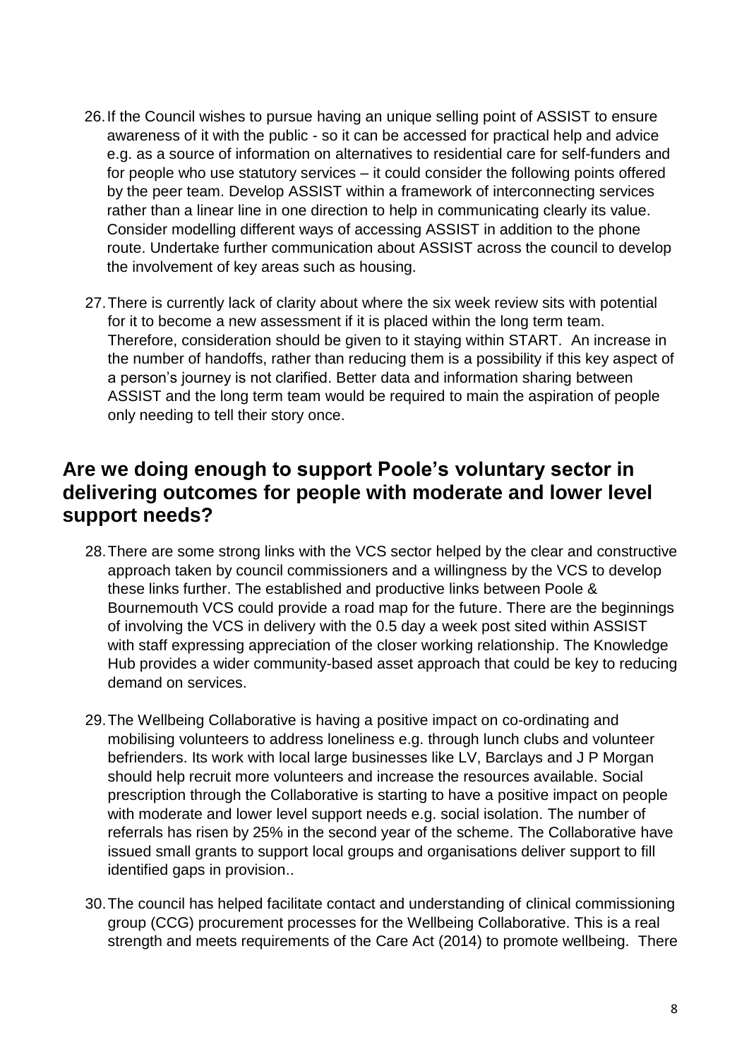26. If the Council wishes to pursue having an unique selling point of ASSIST to ensure awareness of it with the public - so it can be accessed for practical help and advice e.g. as a source of information on alternatives to residential care for self-funders and for people who use statutory services – it could consider the following points offered by the peer team. Develop ASSIST within a framework of interconnecting services rather than a linear line in one direction to help in communicating clearly its value. Consider modelling different ways of accessing ASSIST in addition to the phone route. Undertake further communication about ASSIST across the council to develop the involvement of key areas such as housing.

27. There is currently lack of clarity about where the six week review sits with potential for it to become a new assessment if it is placed within the long term team. Therefore, consideration should be given to it staying within START. An increase in the number of handoffs, rather than reducing them is a possibility if this key aspect of a person's journey is not clarified. Better data and information sharing between ASSIST and the long term team would be required to main the aspiration of people only needing to tell their story once.

## Are we doing enough to support Poole's voluntary sector in delivering outcomes for people with moderate and lower level support needs?

28. There are some strong links with the VCS sector helped by the clear and constructive approach taken by council commissioners and a willingness by the VCS to develop these links further. The established and productive links between Poole & Bournemouth VCS could provide a road map for the future. There are the beginnings of involving the VCS in delivery with the 0.5 day a week post sited within ASSIST with staff expressing appreciation of the closer working relationship. The Knowledge Hub provides a wider community-based asset approach that could be key to reducing demand on services.

29. The Wellbeing Collaborative is having a positive impact on co-ordinating and mobilising volunteers to address loneliness e.g. through lunch clubs and volunteer befrienders. Its work with local large businesses like LV, Barclays and J P Morgan should help recruit more volunteers and increase the resources available. Social prescription through the Collaborative is starting to have a positive impact on people with moderate and lower level support needs e.g. social isolation. The number of referrals has risen by 25% in the second year of the scheme. The Collaborative have issued small grants to support local groups and organisations deliver support to fill identified gaps in provision..

30. The council has helped facilitate contact and understanding of clinical commissioning group (CCG) procurement processes for the Wellbeing Collaborative. This is a real strength and meets requirements of the Care Act (2014) to promote wellbeing. There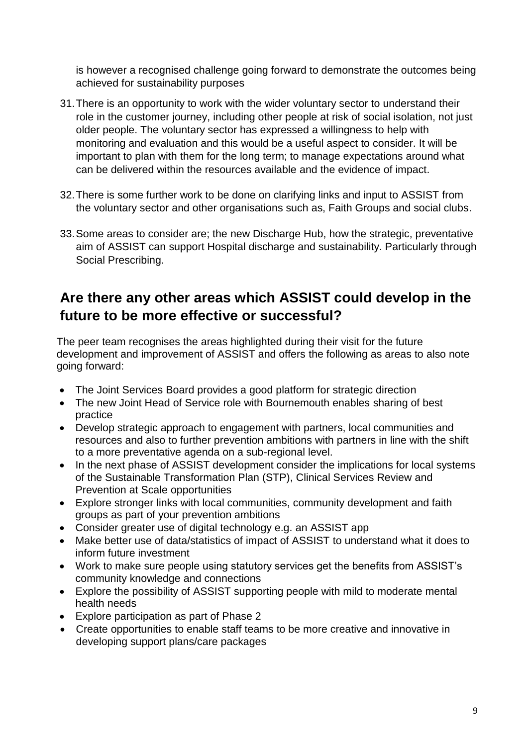is however a recognised challenge going forward to demonstrate the outcomes being achieved for sustainability purposes

31. There is an opportunity to work with the wider voluntary sector to understand their role in the customer journey, including other people at risk of social isolation, not just older people. The voluntary sector has expressed a willingness to help with monitoring and evaluation and this would be a useful aspect to consider. It will be important to plan with them for the long term; to manage expectations around what can be delivered within the resources available and the evidence of impact.

32. There is some further work to be done on clarifying links and input to ASSIST from the voluntary sector and other organisations such as, Faith Groups and social clubs.

33. Some areas to consider are; the new Discharge Hub, how the strategic, preventative aim of ASSIST can support Hospital discharge and sustainability. Particularly through Social Prescribing.

## Are there any other areas which ASSIST could develop in the future to be more effective or successful?

The peer team recognises the areas highlighted during their visit for the future development and improvement of ASSIST and offers the following as areas to also note going forward:

- The Joint Services Board provides a good platform for strategic direction
- The new Joint Head of Service role with Bournemouth enables sharing of best practice
- Develop strategic approach to engagement with partners, local communities and resources and also to further prevention ambitions with partners in line with the shift to a more preventative agenda on a sub-regional level.
- In the next phase of ASSIST development consider the implications for local systems of the Sustainable Transformation Plan (STP), Clinical Services Review and Prevention at Scale opportunities
- Explore stronger links with local communities, community development and faith groups as part of your prevention ambitions
- Consider greater use of digital technology e.g. an ASSIST app
- Make better use of data/statistics of impact of ASSIST to understand what it does to inform future investment
- Work to make sure people using statutory services get the benefits from ASSIST's community knowledge and connections
- Explore the possibility of ASSIST supporting people with mild to moderate mental health needs
- Explore participation as part of Phase 2
- Create opportunities to enable staff teams to be more creative and innovative in developing support plans/care packages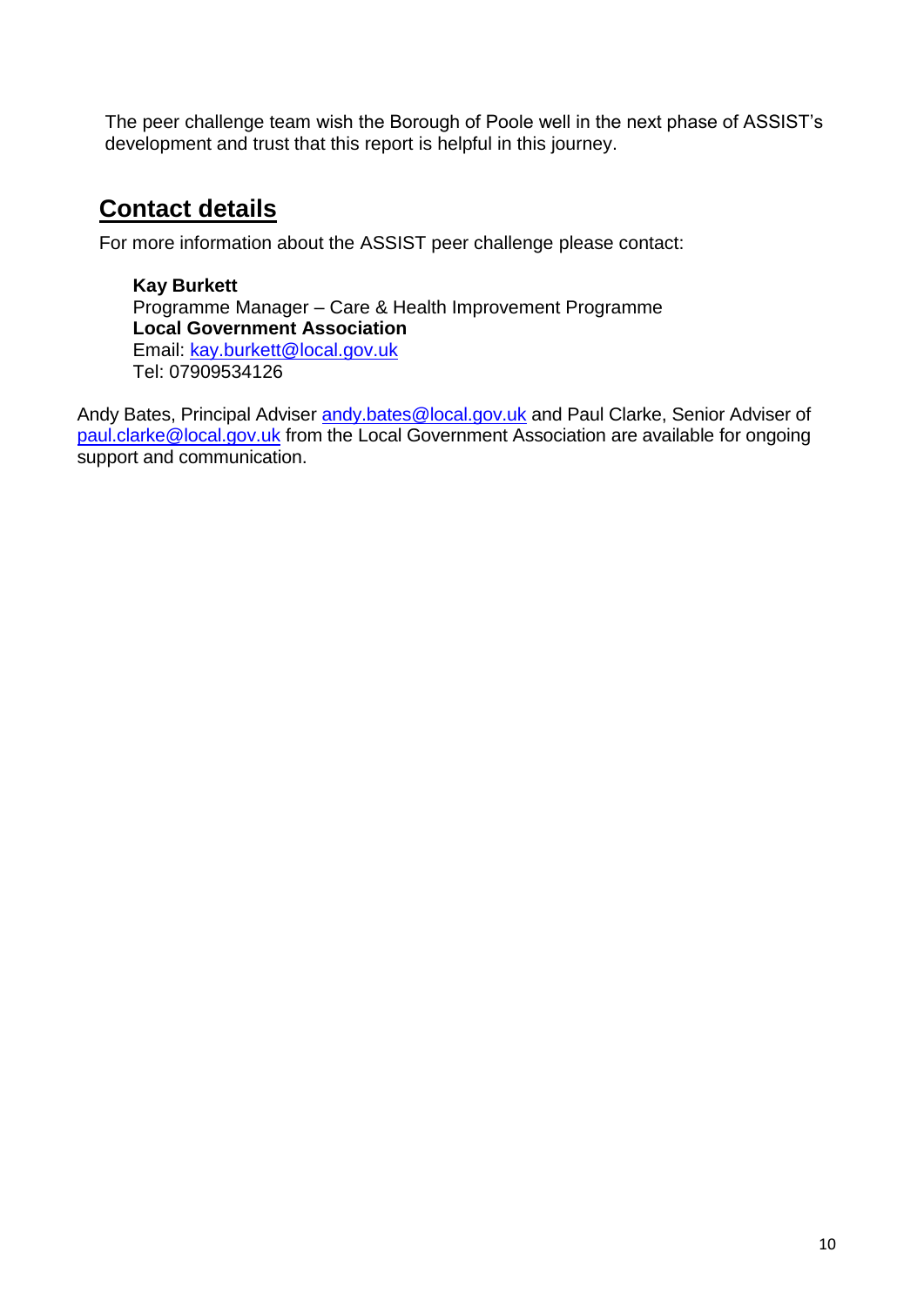The peer challenge team wish the Borough of Poole well in the next phase of ASSIST's development and trust that this report is helpful in this journey.

## Contact details

For more information about the ASSIST peer challenge please contact:

**Kay Burkett**
Programme Manager – Care & Health Improvement Programme
**Local Government Association**
Email: kay.burkett@local.gov.uk
Tel: 07909534126

Andy Bates, Principal Adviser andy.bates@local.gov.uk and Paul Clarke, Senior Adviser of paul.clarke@local.gov.uk from the Local Government Association are available for ongoing support and communication.